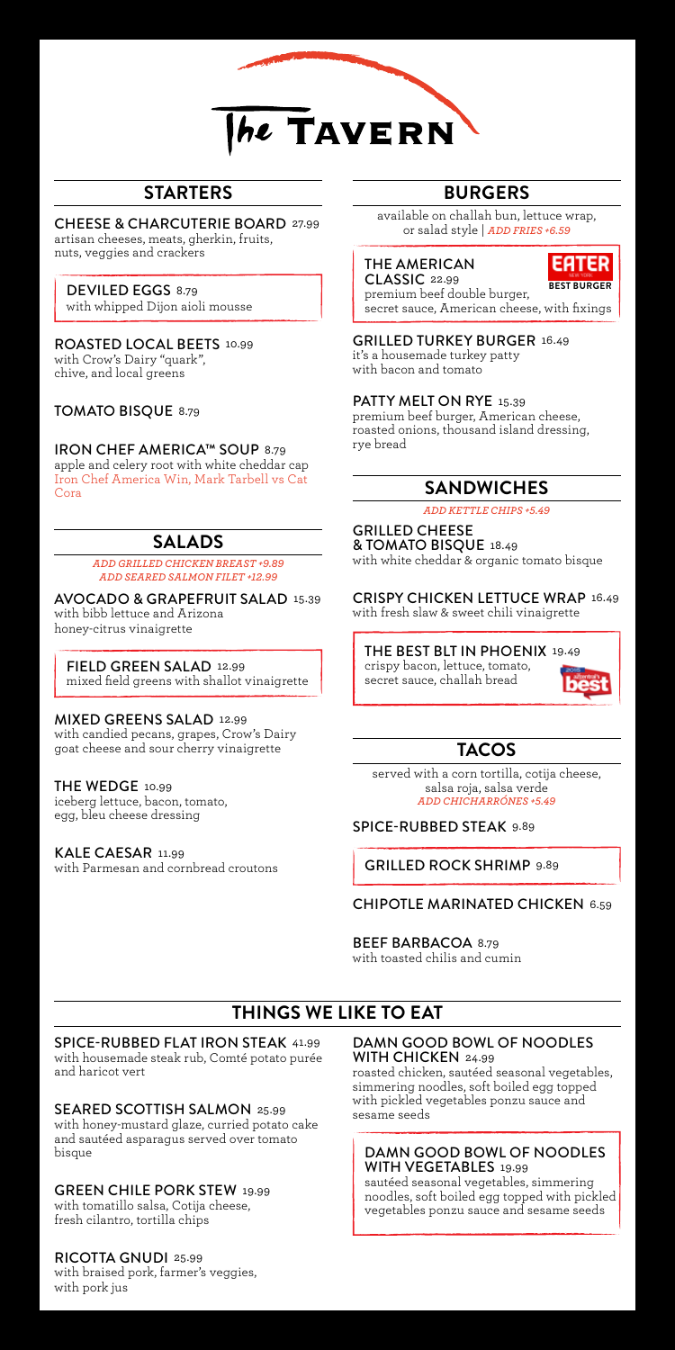# The Tavern

## STARTERS

**CHEESE & CHARCUTERIE BOARD** 27.99
artisan cheeses, meats, gherkin, fruits, nuts, veggies and crackers

**DEVILED EGGS** 8.79
with whipped Dijon aioli mousse

**ROASTED LOCAL BEETS** 10.99
with Crow's Dairy "quark", chive, and local greens

**TOMATO BISQUE** 8.79

**IRON CHEF AMERICA™ SOUP** 8.79
apple and celery root with white cheddar cap
Iron Chef America Win, Mark Tarbell vs Cat Cora

## SALADS

*ADD GRILLED CHICKEN BREAST +9.89*
*ADD SEARED SALMON FILET +12.99*

**AVOCADO & GRAPEFRUIT SALAD** 15.39
with bibb lettuce and Arizona honey-citrus vinaigrette

**FIELD GREEN SALAD** 12.99
mixed field greens with shallot vinaigrette

**MIXED GREENS SALAD** 12.99
with candied pecans, grapes, Crow's Dairy goat cheese and sour cherry vinaigrette

**THE WEDGE** 10.99
iceberg lettuce, bacon, tomato, egg, bleu cheese dressing

**KALE CAESAR** 11.99
with Parmesan and cornbread croutons

## BURGERS

available on challah bun, lettuce wrap, or salad style | *ADD FRIES +6.59*

**THE AMERICAN CLASSIC** 22.99
premium beef double burger, secret sauce, American cheese, with fixings
EATER BEST BURGER

**GRILLED TURKEY BURGER** 16.49
it's a housemade turkey patty with bacon and tomato

**PATTY MELT ON RYE** 15.39
premium beef burger, American cheese, roasted onions, thousand island dressing, rye bread

## SANDWICHES

*ADD KETTLE CHIPS +5.49*

**GRILLED CHEESE & TOMATO BISQUE** 18.49
with white cheddar & organic tomato bisque

**CRISPY CHICKEN LETTUCE WRAP** 16.49
with fresh slaw & sweet chili vinaigrette

**THE BEST BLT IN PHOENIX** 19.49
crispy bacon, lettuce, tomato, secret sauce, challah bread

## TACOS

served with a corn tortilla, cotija cheese, salsa roja, salsa verde
*ADD CHICHARRÓNES +5.49*

**SPICE-RUBBED STEAK** 9.89

**GRILLED ROCK SHRIMP** 9.89

**CHIPOTLE MARINATED CHICKEN** 6.59

**BEEF BARBACOA** 8.79
with toasted chilis and cumin

## THINGS WE LIKE TO EAT

**SPICE-RUBBED FLAT IRON STEAK** 41.99
with housemade steak rub, Comté potato purée and haricot vert

**SEARED SCOTTISH SALMON** 25.99
with honey-mustard glaze, curried potato cake and sautéed asparagus served over tomato bisque

**GREEN CHILE PORK STEW** 19.99
with tomatillo salsa, Cotija cheese, fresh cilantro, tortilla chips

**RICOTTA GNUDI** 25.99
with braised pork, farmer's veggies, with pork jus

**DAMN GOOD BOWL OF NOODLES WITH CHICKEN** 24.99
roasted chicken, sautéed seasonal vegetables, simmering noodles, soft boiled egg topped with pickled vegetables ponzu sauce and sesame seeds

**DAMN GOOD BOWL OF NOODLES WITH VEGETABLES** 19.99
sautéed seasonal vegetables, simmering noodles, soft boiled egg topped with pickled vegetables ponzu sauce and sesame seeds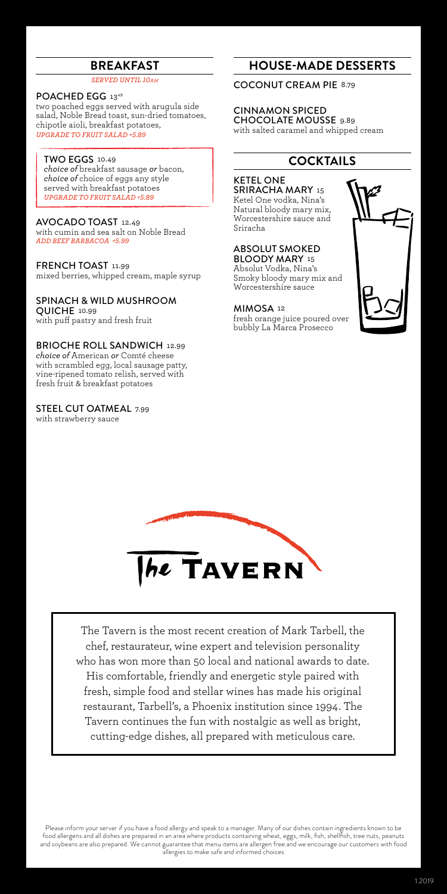## BREAKFAST

*SERVED UNTIL 10AM*

**POACHED EGG** 13.49
two poached eggs served with arugula side salad, Noble Bread toast, sun-dried tomatoes, chipotle aioli, breakfast potatoes,
*UPGRADE TO FRUIT SALAD +5.89*

**TWO EGGS** 10.49
*choice of* breakfast sausage *or* bacon, *choice of* choice of eggs any style served with breakfast potatoes
*UPGRADE TO FRUIT SALAD +5.89*

**AVOCADO TOAST** 12.49
with cumin and sea salt on Noble Bread
*ADD BEEF BARBACOA +5.99*

**FRENCH TOAST** 11.99
mixed berries, whipped cream, maple syrup

**SPINACH & WILD MUSHROOM QUICHE** 10.99
with puff pastry and fresh fruit

**BRIOCHE ROLL SANDWICH** 12.99
*choice of* American *or* Comté cheese with scrambled egg, local sausage patty, vine-ripened tomato relish, served with fresh fruit & breakfast potatoes

**STEEL CUT OATMEAL** 7.99
with strawberry sauce

## HOUSE-MADE DESSERTS

**COCONUT CREAM PIE** 8.79

**CINNAMON SPICED CHOCOLATE MOUSSE** 9.89
with salted caramel and whipped cream

## COCKTAILS

**KETEL ONE SRIRACHA MARY** 15
Ketel One vodka, Nina's Natural bloody mary mix, Worcestershire sauce and Sriracha

**ABSOLUT SMOKED BLOODY MARY** 15
Absolut Vodka, Nina's Smoky bloody mary mix and Worcestershire sauce

**MIMOSA** 12
fresh orange juice poured over bubbly La Marca Prosecco

# The Tavern

The Tavern is the most recent creation of Mark Tarbell, the chef, restaurateur, wine expert and television personality who has won more than 50 local and national awards to date. His comfortable, friendly and energetic style paired with fresh, simple food and stellar wines has made his original restaurant, Tarbell's, a Phoenix institution since 1994. The Tavern continues the fun with nostalgic as well as bright, cutting-edge dishes, all prepared with meticulous care.

Please inform your server if you have a food allergy and speak to a manager. Many of our dishes contain ingredients known to be food allergens and all dishes are prepared in an area where products containing wheat, eggs, milk, fish, shellfish, tree nuts, peanuts and soybeans are also prepared. We cannot guarantee that menu items are allergen free and we encourage our customers with food allergies to make safe and informed choices

1.2019